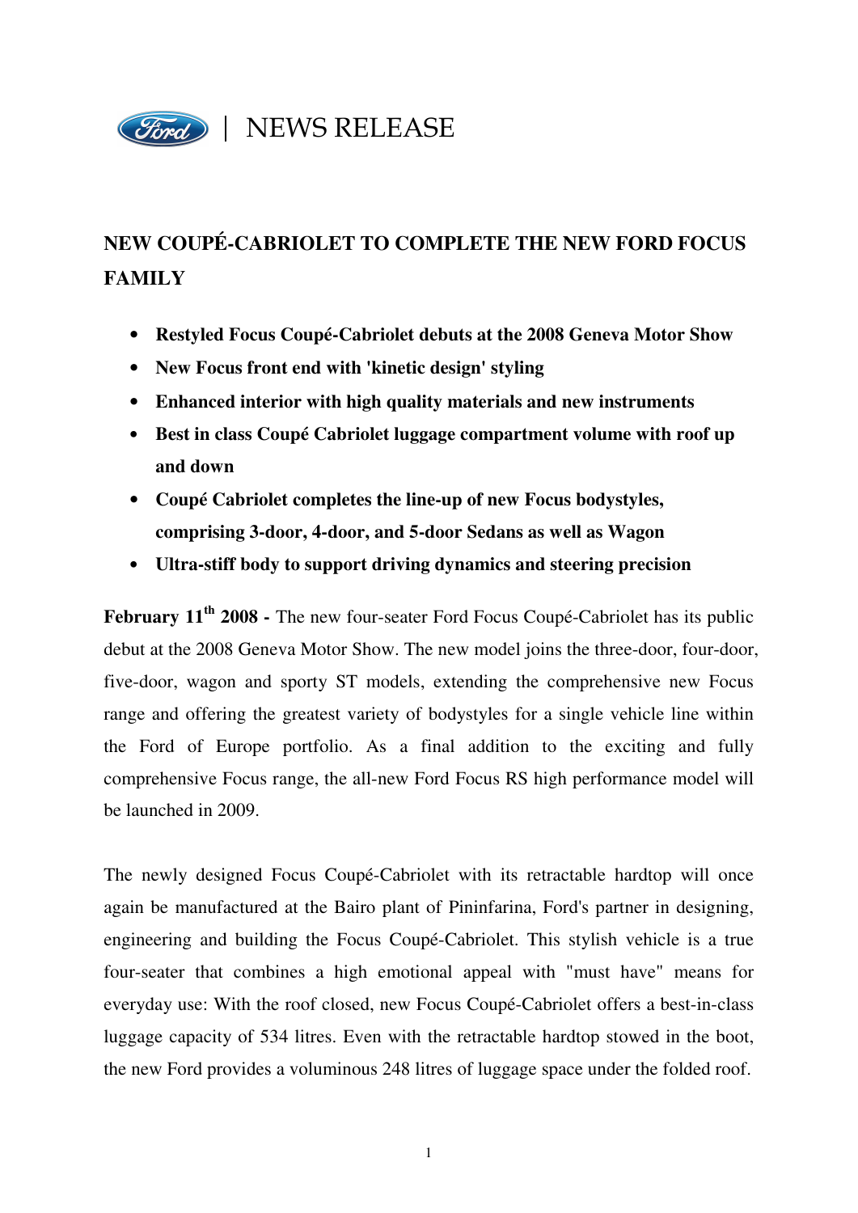NEWS RELEASE

# NEW COUPÉ-CABRIOLET TO COMPLETE THE NEW FORD FOCUS FAMILY

- **Restyled Focus Coupé-Cabriolet debuts at the 2008 Geneva Motor Show**
- **New Focus front end with 'kinetic design' styling**
- **Enhanced interior with high quality materials and new instruments**
- **Best in class Coupé Cabriolet luggage compartment volume with roof up and down**
- **Coupé Cabriolet completes the line-up of new Focus bodystyles, comprising 3-door, 4-door, and 5-door Sedans as well as Wagon**
- **Ultra-stiff body to support driving dynamics and steering precision**

**February 11th 2008 -** The new four-seater Ford Focus Coupé-Cabriolet has its public debut at the 2008 Geneva Motor Show. The new model joins the three-door, four-door, five-door, wagon and sporty ST models, extending the comprehensive new Focus range and offering the greatest variety of bodystyles for a single vehicle line within the Ford of Europe portfolio. As a final addition to the exciting and fully comprehensive Focus range, the all-new Ford Focus RS high performance model will be launched in 2009.

The newly designed Focus Coupé-Cabriolet with its retractable hardtop will once again be manufactured at the Bairo plant of Pininfarina, Ford's partner in designing, engineering and building the Focus Coupé-Cabriolet. This stylish vehicle is a true four-seater that combines a high emotional appeal with "must have" means for everyday use: With the roof closed, new Focus Coupé-Cabriolet offers a best-in-class luggage capacity of 534 litres. Even with the retractable hardtop stowed in the boot, the new Ford provides a voluminous 248 litres of luggage space under the folded roof.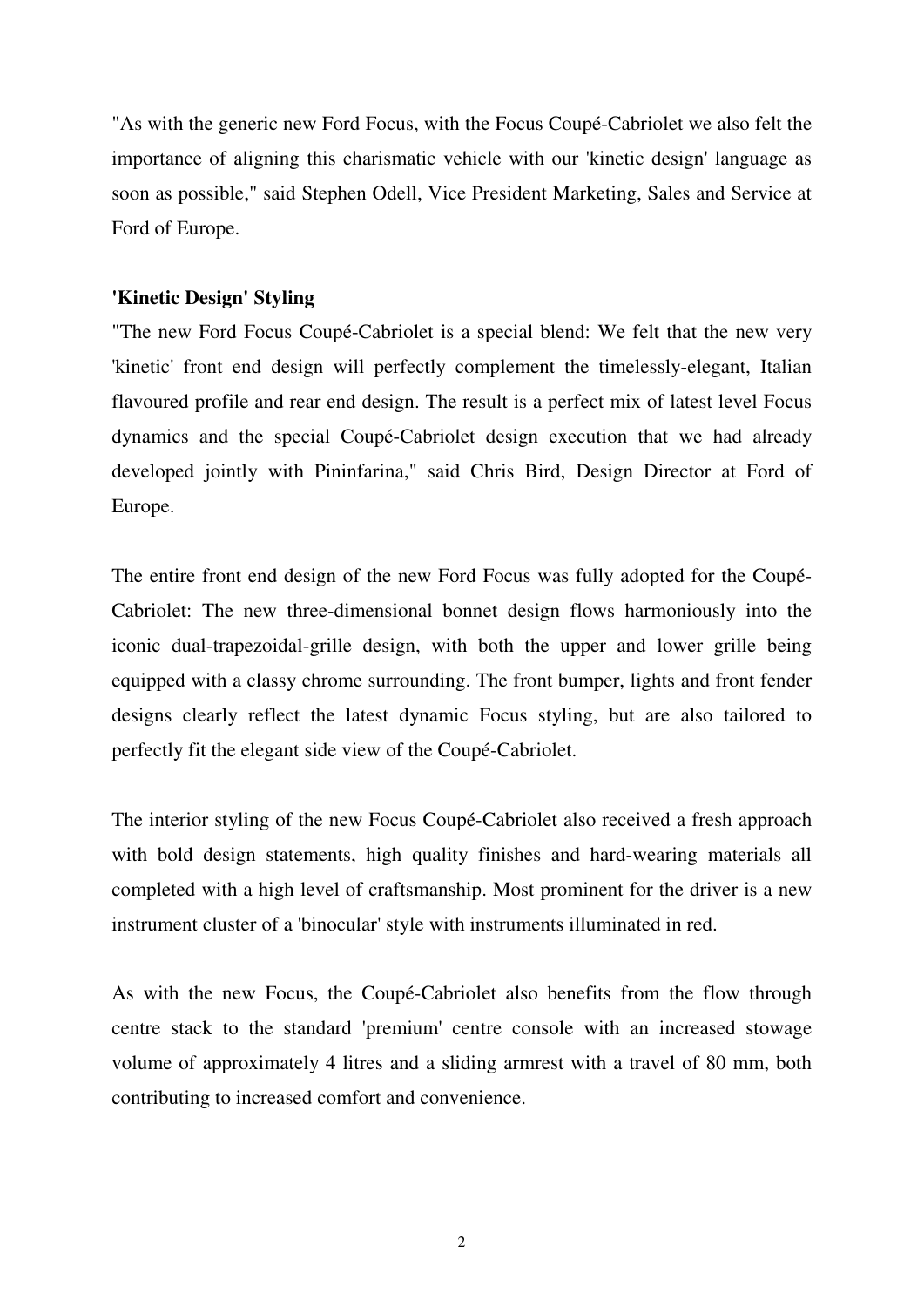"As with the generic new Ford Focus, with the Focus Coupé-Cabriolet we also felt the importance of aligning this charismatic vehicle with our 'kinetic design' language as soon as possible," said Stephen Odell, Vice President Marketing, Sales and Service at Ford of Europe.

**'Kinetic Design' Styling**

"The new Ford Focus Coupé-Cabriolet is a special blend: We felt that the new very 'kinetic' front end design will perfectly complement the timelessly-elegant, Italian flavoured profile and rear end design. The result is a perfect mix of latest level Focus dynamics and the special Coupé-Cabriolet design execution that we had already developed jointly with Pininfarina," said Chris Bird, Design Director at Ford of Europe.

The entire front end design of the new Ford Focus was fully adopted for the Coupé-Cabriolet: The new three-dimensional bonnet design flows harmoniously into the iconic dual-trapezoidal-grille design, with both the upper and lower grille being equipped with a classy chrome surrounding. The front bumper, lights and front fender designs clearly reflect the latest dynamic Focus styling, but are also tailored to perfectly fit the elegant side view of the Coupé-Cabriolet.

The interior styling of the new Focus Coupé-Cabriolet also received a fresh approach with bold design statements, high quality finishes and hard-wearing materials all completed with a high level of craftsmanship. Most prominent for the driver is a new instrument cluster of a 'binocular' style with instruments illuminated in red.

As with the new Focus, the Coupé-Cabriolet also benefits from the flow through centre stack to the standard 'premium' centre console with an increased stowage volume of approximately 4 litres and a sliding armrest with a travel of 80 mm, both contributing to increased comfort and convenience.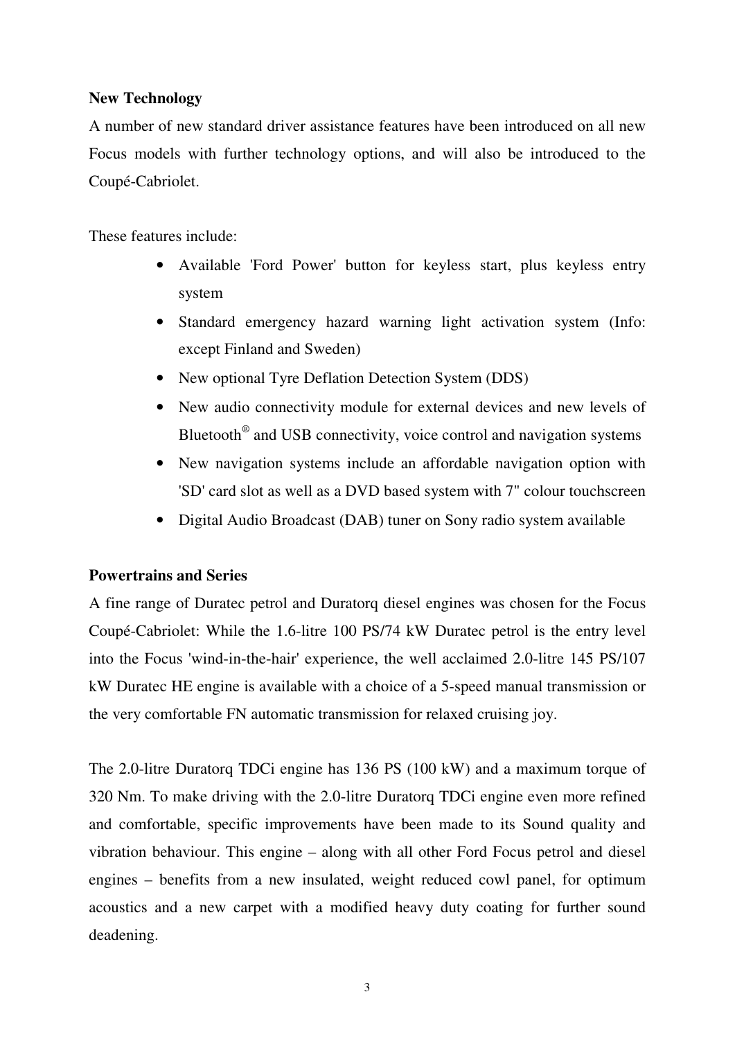**New Technology**

A number of new standard driver assistance features have been introduced on all new Focus models with further technology options, and will also be introduced to the Coupé-Cabriolet.

These features include:

- Available 'Ford Power' button for keyless start, plus keyless entry system
- Standard emergency hazard warning light activation system (Info: except Finland and Sweden)
- New optional Tyre Deflation Detection System (DDS)
- New audio connectivity module for external devices and new levels of Bluetooth® and USB connectivity, voice control and navigation systems
- New navigation systems include an affordable navigation option with 'SD' card slot as well as a DVD based system with 7" colour touchscreen
- Digital Audio Broadcast (DAB) tuner on Sony radio system available

**Powertrains and Series**

A fine range of Duratec petrol and Duratorq diesel engines was chosen for the Focus Coupé-Cabriolet: While the 1.6-litre 100 PS/74 kW Duratec petrol is the entry level into the Focus 'wind-in-the-hair' experience, the well acclaimed 2.0-litre 145 PS/107 kW Duratec HE engine is available with a choice of a 5-speed manual transmission or the very comfortable FN automatic transmission for relaxed cruising joy.

The 2.0-litre Duratorq TDCi engine has 136 PS (100 kW) and a maximum torque of 320 Nm. To make driving with the 2.0-litre Duratorq TDCi engine even more refined and comfortable, specific improvements have been made to its Sound quality and vibration behaviour. This engine – along with all other Ford Focus petrol and diesel engines – benefits from a new insulated, weight reduced cowl panel, for optimum acoustics and a new carpet with a modified heavy duty coating for further sound deadening.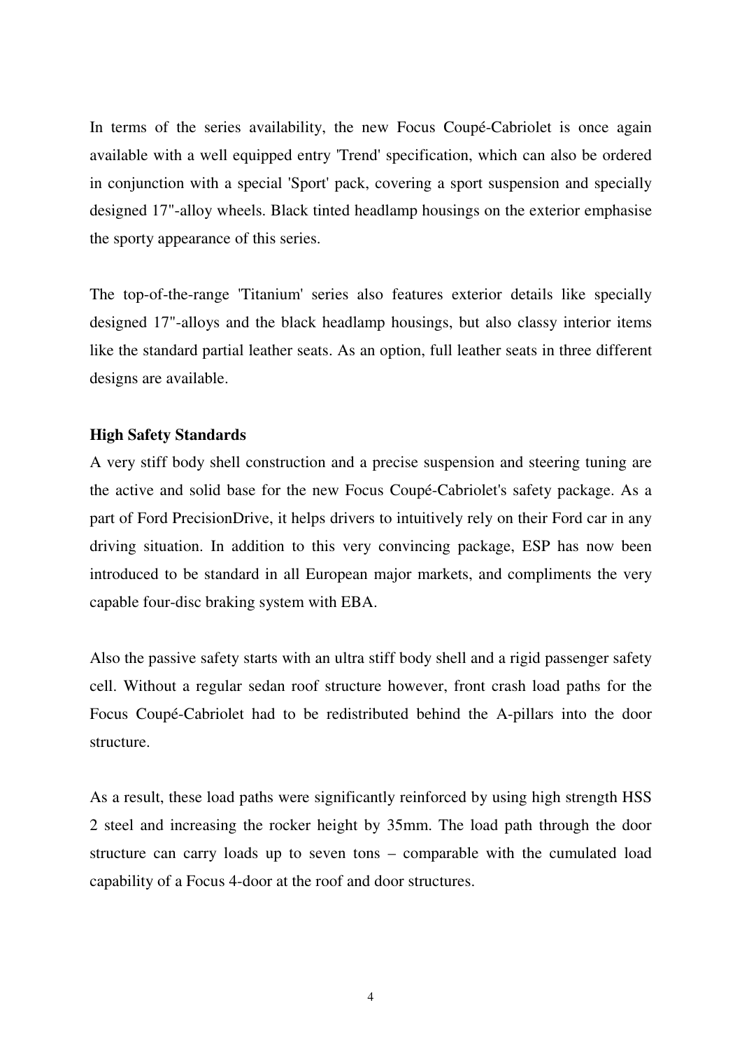In terms of the series availability, the new Focus Coupé-Cabriolet is once again available with a well equipped entry 'Trend' specification, which can also be ordered in conjunction with a special 'Sport' pack, covering a sport suspension and specially designed 17"-alloy wheels. Black tinted headlamp housings on the exterior emphasise the sporty appearance of this series.

The top-of-the-range 'Titanium' series also features exterior details like specially designed 17"-alloys and the black headlamp housings, but also classy interior items like the standard partial leather seats. As an option, full leather seats in three different designs are available.

**High Safety Standards**

A very stiff body shell construction and a precise suspension and steering tuning are the active and solid base for the new Focus Coupé-Cabriolet's safety package. As a part of Ford PrecisionDrive, it helps drivers to intuitively rely on their Ford car in any driving situation. In addition to this very convincing package, ESP has now been introduced to be standard in all European major markets, and compliments the very capable four-disc braking system with EBA.

Also the passive safety starts with an ultra stiff body shell and a rigid passenger safety cell. Without a regular sedan roof structure however, front crash load paths for the Focus Coupé-Cabriolet had to be redistributed behind the A-pillars into the door structure.

As a result, these load paths were significantly reinforced by using high strength HSS 2 steel and increasing the rocker height by 35mm. The load path through the door structure can carry loads up to seven tons – comparable with the cumulated load capability of a Focus 4-door at the roof and door structures.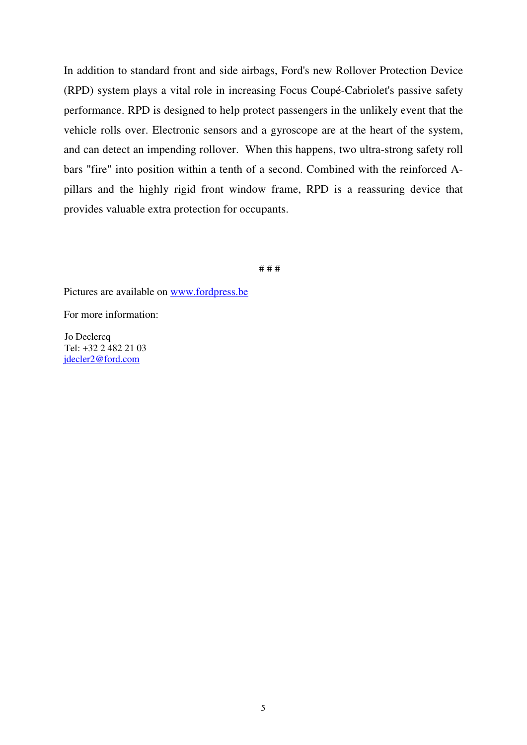In addition to standard front and side airbags, Ford's new Rollover Protection Device (RPD) system plays a vital role in increasing Focus Coupé-Cabriolet's passive safety performance. RPD is designed to help protect passengers in the unlikely event that the vehicle rolls over. Electronic sensors and a gyroscope are at the heart of the system, and can detect an impending rollover. When this happens, two ultra-strong safety roll bars "fire" into position within a tenth of a second. Combined with the reinforced A-pillars and the highly rigid front window frame, RPD is a reassuring device that provides valuable extra protection for occupants.

# # #

Pictures are available on www.fordpress.be

For more information:

Jo Declercq
Tel: +32 2 482 21 03
jdecler2@ford.com